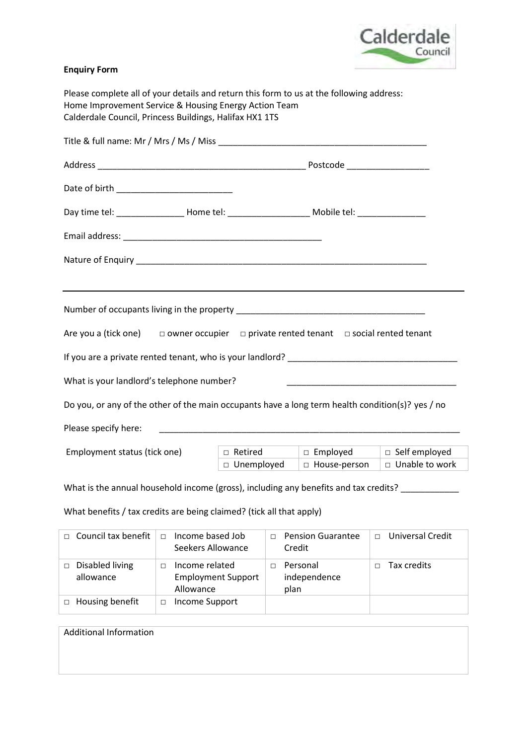**Enquiry Form**

Please complete all of your details and return this form to us at the following address:
Home Improvement Service & Housing Energy Action Team
Calderdale Council, Princess Buildings, Halifax HX1 1TS

Title & full name: Mr / Mrs / Ms / Miss ____________________________________________

Address ___________________________________________ Postcode _________________

Date of birth ________________________

Day time tel: ______________ Home tel: _________________ Mobile tel: ______________

Email address: _________________________________________

Nature of Enquiry ____________________________________________________________

---

Number of occupants living in the property _______________________________________

Are you a (tick one) □ owner occupier □ private rented tenant □ social rented tenant

If you are a private rented tenant, who is your landlord? ___________________________________

What is your landlord's telephone number? ___________________________________

Do you, or any of the other of the main occupants have a long term health condition(s)? yes / no

Please specify here: _________________________________________________________________

Employment status (tick one)

| | | |
|---|---|---|
| □ Retired | □ Employed | □ Self employed |
| □ Unemployed | □ House-person | □ Unable to work |

What is the annual household income (gross), including any benefits and tax credits? ____________

What benefits / tax credits are being claimed? (tick all that apply)

| | | | |
|---|---|---|---|
| □ Council tax benefit | □ Income based Job Seekers Allowance | □ Pension Guarantee Credit | □ Universal Credit |
| □ Disabled living allowance | □ Income related Employment Support Allowance | □ Personal independence plan | □ Tax credits |
| □ Housing benefit | □ Income Support | | |

| Additional Information |
|---|
| |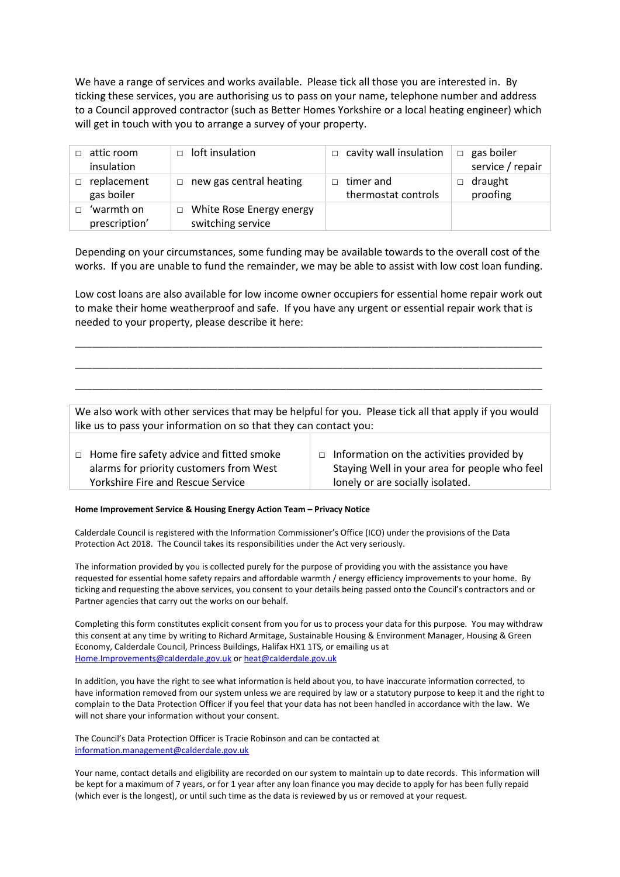We have a range of services and works available. Please tick all those you are interested in. By ticking these services, you are authorising us to pass on your name, telephone number and address to a Council approved contractor (such as Better Homes Yorkshire or a local heating engineer) which will get in touch with you to arrange a survey of your property.

| | | | |
|---|---|---|---|
| □ attic room insulation | □ loft insulation | □ cavity wall insulation | □ gas boiler service / repair |
| □ replacement gas boiler | □ new gas central heating | □ timer and thermostat controls | □ draught proofing |
| □ 'warmth on prescription' | □ White Rose Energy energy switching service | | |

Depending on your circumstances, some funding may be available towards to the overall cost of the works. If you are unable to fund the remainder, we may be able to assist with low cost loan funding.

Low cost loans are also available for low income owner occupiers for essential home repair work out to make their home weatherproof and safe. If you have any urgent or essential repair work that is needed to your property, please describe it here:

_______________________________________________________________________________

_______________________________________________________________________________

_______________________________________________________________________________

| We also work with other services that may be helpful for you. Please tick all that apply if you would like us to pass your information on so that they can contact you: | |
|---|---|
| □ Home fire safety advice and fitted smoke alarms for priority customers from West Yorkshire Fire and Rescue Service | □ Information on the activities provided by Staying Well in your area for people who feel lonely or are socially isolated. |

**Home Improvement Service & Housing Energy Action Team – Privacy Notice**

Calderdale Council is registered with the Information Commissioner's Office (ICO) under the provisions of the Data Protection Act 2018. The Council takes its responsibilities under the Act very seriously.

The information provided by you is collected purely for the purpose of providing you with the assistance you have requested for essential home safety repairs and affordable warmth / energy efficiency improvements to your home. By ticking and requesting the above services, you consent to your details being passed onto the Council's contractors and or Partner agencies that carry out the works on our behalf.

Completing this form constitutes explicit consent from you for us to process your data for this purpose. You may withdraw this consent at any time by writing to Richard Armitage, Sustainable Housing & Environment Manager, Housing & Green Economy, Calderdale Council, Princess Buildings, Halifax HX1 1TS, or emailing us at Home.Improvements@calderdale.gov.uk or heat@calderdale.gov.uk

In addition, you have the right to see what information is held about you, to have inaccurate information corrected, to have information removed from our system unless we are required by law or a statutory purpose to keep it and the right to complain to the Data Protection Officer if you feel that your data has not been handled in accordance with the law. We will not share your information without your consent.

The Council's Data Protection Officer is Tracie Robinson and can be contacted at information.management@calderdale.gov.uk

Your name, contact details and eligibility are recorded on our system to maintain up to date records. This information will be kept for a maximum of 7 years, or for 1 year after any loan finance you may decide to apply for has been fully repaid (which ever is the longest), or until such time as the data is reviewed by us or removed at your request.